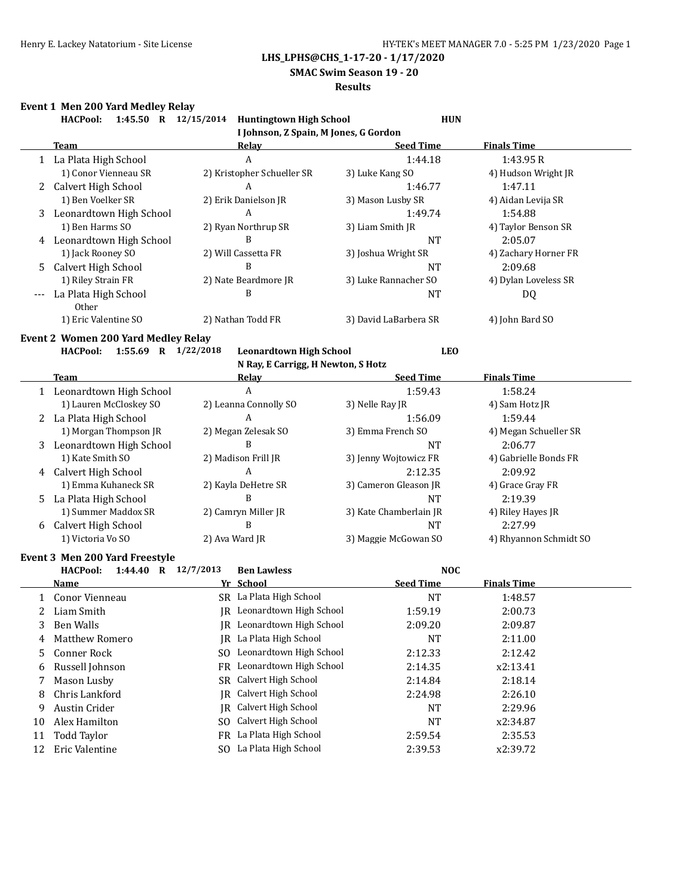**LHS_LPHS@CHS_1-17-20 - 1/17/2020**

**SMAC Swim Season 19 - 20**

**Results**

### Event 1 Men 200 Yard Medley Relay

**HACPool: 1:45.50 R 12/15/2014 Huntingtown High School HUN**
**I Johnson, Z Spain, M Jones, G Gordon**

| | Team | Relay | Seed Time | Finals Time |
|---|---|---|---|---|
| 1 | La Plata High School | A | 1:44.18 | 1:43.95 R |
| | 1) Conor Vienneau SR | 2) Kristopher Schueller SR | 3) Luke Kang SO | 4) Hudson Wright JR |
| 2 | Calvert High School | A | 1:46.77 | 1:47.11 |
| | 1) Ben Voelker SR | 2) Erik Danielson JR | 3) Mason Lusby SR | 4) Aidan Levija SR |
| 3 | Leonardtown High School | A | 1:49.74 | 1:54.88 |
| | 1) Ben Harms SO | 2) Ryan Northrup SR | 3) Liam Smith JR | 4) Taylor Benson SR |
| 4 | Leonardtown High School | B | NT | 2:05.07 |
| | 1) Jack Rooney SO | 2) Will Cassetta FR | 3) Joshua Wright SR | 4) Zachary Horner FR |
| 5 | Calvert High School | B | NT | 2:09.68 |
| | 1) Riley Strain FR | 2) Nate Beardmore JR | 3) Luke Rannacher SO | 4) Dylan Loveless SR |
| --- | La Plata High School | B | NT | DQ |
| | Other | | | |
| | 1) Eric Valentine SO | 2) Nathan Todd FR | 3) David LaBarbera SR | 4) John Bard SO |

### Event 2 Women 200 Yard Medley Relay

**HACPool: 1:55.69 R 1/22/2018 Leonardtown High School LEO**
**N Ray, E Carrigg, H Newton, S Hotz**

| | Team | Relay | Seed Time | Finals Time |
|---|---|---|---|---|
| 1 | Leonardtown High School | A | 1:59.43 | 1:58.24 |
| | 1) Lauren McCloskey SO | 2) Leanna Connolly SO | 3) Nelle Ray JR | 4) Sam Hotz JR |
| 2 | La Plata High School | A | 1:56.09 | 1:59.44 |
| | 1) Morgan Thompson JR | 2) Megan Zelesak SO | 3) Emma French SO | 4) Megan Schueller SR |
| 3 | Leonardtown High School | B | NT | 2:06.77 |
| | 1) Kate Smith SO | 2) Madison Frill JR | 3) Jenny Wojtowicz FR | 4) Gabrielle Bonds FR |
| 4 | Calvert High School | A | 2:12.35 | 2:09.92 |
| | 1) Emma Kuhaneck SR | 2) Kayla DeHetre SR | 3) Cameron Gleason JR | 4) Grace Gray FR |
| 5 | La Plata High School | B | NT | 2:19.39 |
| | 1) Summer Maddox SR | 2) Camryn Miller JR | 3) Kate Chamberlain JR | 4) Riley Hayes JR |
| 6 | Calvert High School | B | NT | 2:27.99 |
| | 1) Victoria Vo SO | 2) Ava Ward JR | 3) Maggie McGowan SO | 4) Rhyannon Schmidt SO |

### Event 3 Men 200 Yard Freestyle

**HACPool: 1:44.40 R 12/7/2013 Ben Lawless NOC**

| | Name | Yr | School | Seed Time | Finals Time |
|---|---|---|---|---|---|
| 1 | Conor Vienneau | SR | La Plata High School | NT | 1:48.57 |
| 2 | Liam Smith | JR | Leonardtown High School | 1:59.19 | 2:00.73 |
| 3 | Ben Walls | JR | Leonardtown High School | 2:09.20 | 2:09.87 |
| 4 | Matthew Romero | JR | La Plata High School | NT | 2:11.00 |
| 5 | Conner Rock | SO | Leonardtown High School | 2:12.33 | 2:12.42 |
| 6 | Russell Johnson | FR | Leonardtown High School | 2:14.35 | x2:13.41 |
| 7 | Mason Lusby | SR | Calvert High School | 2:14.84 | 2:18.14 |
| 8 | Chris Lankford | JR | Calvert High School | 2:24.98 | 2:26.10 |
| 9 | Austin Crider | JR | Calvert High School | NT | 2:29.96 |
| 10 | Alex Hamilton | SO | Calvert High School | NT | x2:34.87 |
| 11 | Todd Taylor | FR | La Plata High School | 2:59.54 | 2:35.53 |
| 12 | Eric Valentine | SO | La Plata High School | 2:39.53 | x2:39.72 |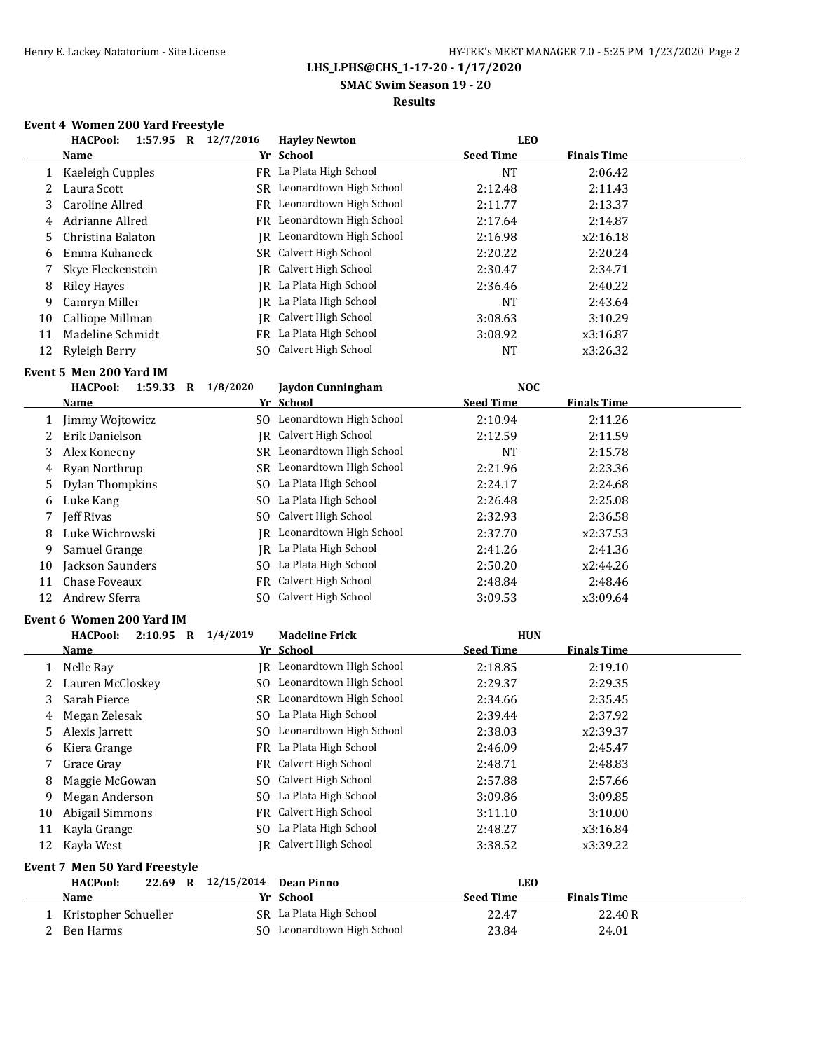**LHS_LPHS@CHS_1-17-20 - 1/17/2020**

**SMAC Swim Season 19 - 20**

**Results**

### Event 4 Women 200 Yard Freestyle

**HACPool: 1:57.95 R 12/7/2016 Hayley Newton LEO**

| | Name | Yr | School | Seed Time | Finals Time |
|---|---|---|---|---|---|
| 1 | Kaeleigh Cupples | FR | La Plata High School | NT | 2:06.42 |
| 2 | Laura Scott | SR | Leonardtown High School | 2:12.48 | 2:11.43 |
| 3 | Caroline Allred | FR | Leonardtown High School | 2:11.77 | 2:13.37 |
| 4 | Adrianne Allred | FR | Leonardtown High School | 2:17.64 | 2:14.87 |
| 5 | Christina Balaton | JR | Leonardtown High School | 2:16.98 | x2:16.18 |
| 6 | Emma Kuhaneck | SR | Calvert High School | 2:20.22 | 2:20.24 |
| 7 | Skye Fleckenstein | JR | Calvert High School | 2:30.47 | 2:34.71 |
| 8 | Riley Hayes | JR | La Plata High School | 2:36.46 | 2:40.22 |
| 9 | Camryn Miller | JR | La Plata High School | NT | 2:43.64 |
| 10 | Calliope Millman | JR | Calvert High School | 3:08.63 | 3:10.29 |
| 11 | Madeline Schmidt | FR | La Plata High School | 3:08.92 | x3:16.87 |
| 12 | Ryleigh Berry | SO | Calvert High School | NT | x3:26.32 |

### Event 5 Men 200 Yard IM

**HACPool: 1:59.33 R 1/8/2020 Jaydon Cunningham NOC**

| | Name | Yr | School | Seed Time | Finals Time |
|---|---|---|---|---|---|
| 1 | Jimmy Wojtowicz | SO | Leonardtown High School | 2:10.94 | 2:11.26 |
| 2 | Erik Danielson | JR | Calvert High School | 2:12.59 | 2:11.59 |
| 3 | Alex Konecny | SR | Leonardtown High School | NT | 2:15.78 |
| 4 | Ryan Northrup | SR | Leonardtown High School | 2:21.96 | 2:23.36 |
| 5 | Dylan Thompkins | SO | La Plata High School | 2:24.17 | 2:24.68 |
| 6 | Luke Kang | SO | La Plata High School | 2:26.48 | 2:25.08 |
| 7 | Jeff Rivas | SO | Calvert High School | 2:32.93 | 2:36.58 |
| 8 | Luke Wichrowski | JR | Leonardtown High School | 2:37.70 | x2:37.53 |
| 9 | Samuel Grange | JR | La Plata High School | 2:41.26 | 2:41.36 |
| 10 | Jackson Saunders | SO | La Plata High School | 2:50.20 | x2:44.26 |
| 11 | Chase Foveaux | FR | Calvert High School | 2:48.84 | 2:48.46 |
| 12 | Andrew Sferra | SO | Calvert High School | 3:09.53 | x3:09.64 |

### Event 6 Women 200 Yard IM

**HACPool: 2:10.95 R 1/4/2019 Madeline Frick HUN**

| | Name | Yr | School | Seed Time | Finals Time |
|---|---|---|---|---|---|
| 1 | Nelle Ray | JR | Leonardtown High School | 2:18.85 | 2:19.10 |
| 2 | Lauren McCloskey | SO | Leonardtown High School | 2:29.37 | 2:29.35 |
| 3 | Sarah Pierce | SR | Leonardtown High School | 2:34.66 | 2:35.45 |
| 4 | Megan Zelesak | SO | La Plata High School | 2:39.44 | 2:37.92 |
| 5 | Alexis Jarrett | SO | Leonardtown High School | 2:38.03 | x2:39.37 |
| 6 | Kiera Grange | FR | La Plata High School | 2:46.09 | 2:45.47 |
| 7 | Grace Gray | FR | Calvert High School | 2:48.71 | 2:48.83 |
| 8 | Maggie McGowan | SO | Calvert High School | 2:57.88 | 2:57.66 |
| 9 | Megan Anderson | SO | La Plata High School | 3:09.86 | 3:09.85 |
| 10 | Abigail Simmons | FR | Calvert High School | 3:11.10 | 3:10.00 |
| 11 | Kayla Grange | SO | La Plata High School | 2:48.27 | x3:16.84 |
| 12 | Kayla West | JR | Calvert High School | 3:38.52 | x3:39.22 |

### Event 7 Men 50 Yard Freestyle

**HACPool: 22.69 R 12/15/2014 Dean Pinno LEO**

| | Name | Yr | School | Seed Time | Finals Time |
|---|---|---|---|---|---|
| 1 | Kristopher Schueller | SR | La Plata High School | 22.47 | 22.40 R |
| 2 | Ben Harms | SO | Leonardtown High School | 23.84 | 24.01 |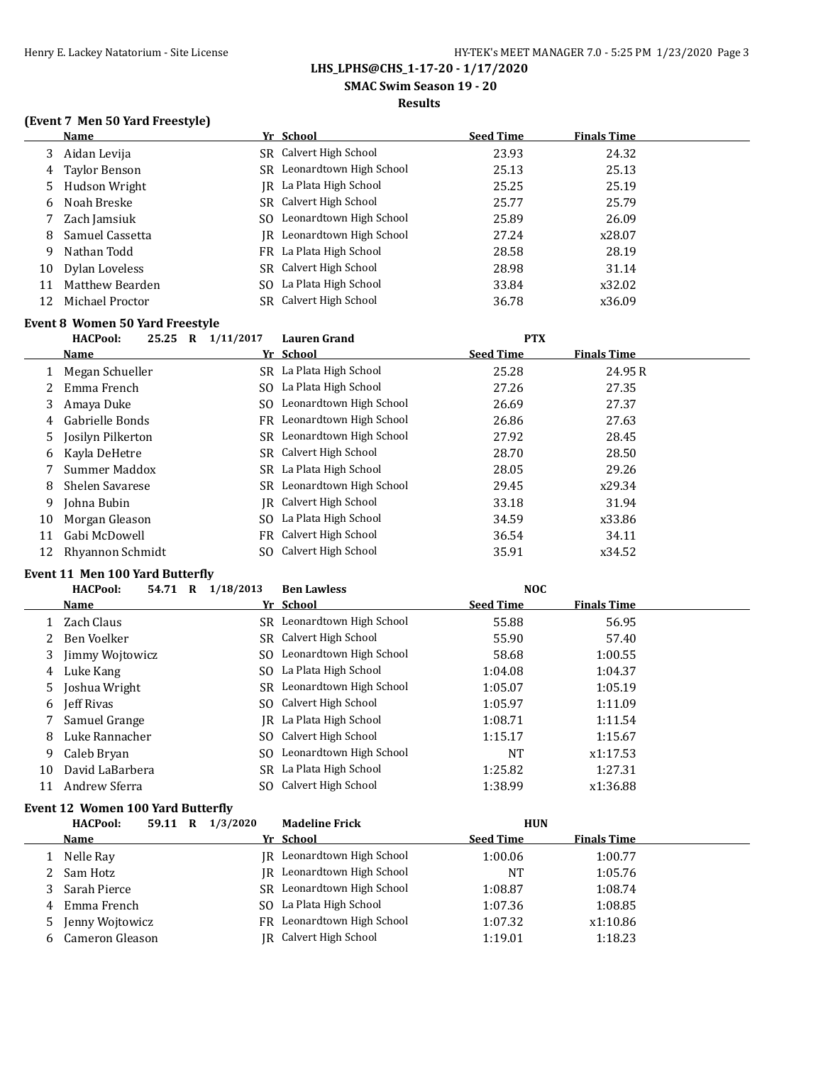**LHS_LPHS@CHS_1-17-20 - 1/17/2020**

**SMAC Swim Season 19 - 20**

**Results**

### (Event 7 Men 50 Yard Freestyle)

| | Name | Yr | School | Seed Time | Finals Time |
|---|---|---|---|---|---|
| 3 | Aidan Levija | SR | Calvert High School | 23.93 | 24.32 |
| 4 | Taylor Benson | SR | Leonardtown High School | 25.13 | 25.13 |
| 5 | Hudson Wright | JR | La Plata High School | 25.25 | 25.19 |
| 6 | Noah Breske | SR | Calvert High School | 25.77 | 25.79 |
| 7 | Zach Jamsiuk | SO | Leonardtown High School | 25.89 | 26.09 |
| 8 | Samuel Cassetta | JR | Leonardtown High School | 27.24 | x28.07 |
| 9 | Nathan Todd | FR | La Plata High School | 28.58 | 28.19 |
| 10 | Dylan Loveless | SR | Calvert High School | 28.98 | 31.14 |
| 11 | Matthew Bearden | SO | La Plata High School | 33.84 | x32.02 |
| 12 | Michael Proctor | SR | Calvert High School | 36.78 | x36.09 |

### Event 8 Women 50 Yard Freestyle

**HACPool:** 25.25 R 1/11/2017 **Lauren Grand** **PTX**

| | Name | Yr | School | Seed Time | Finals Time |
|---|---|---|---|---|---|
| 1 | Megan Schueller | SR | La Plata High School | 25.28 | 24.95 R |
| 2 | Emma French | SO | La Plata High School | 27.26 | 27.35 |
| 3 | Amaya Duke | SO | Leonardtown High School | 26.69 | 27.37 |
| 4 | Gabrielle Bonds | FR | Leonardtown High School | 26.86 | 27.63 |
| 5 | Josilyn Pilkerton | SR | Leonardtown High School | 27.92 | 28.45 |
| 6 | Kayla DeHetre | SR | Calvert High School | 28.70 | 28.50 |
| 7 | Summer Maddox | SR | La Plata High School | 28.05 | 29.26 |
| 8 | Shelen Savarese | SR | Leonardtown High School | 29.45 | x29.34 |
| 9 | Johna Bubin | JR | Calvert High School | 33.18 | 31.94 |
| 10 | Morgan Gleason | SO | La Plata High School | 34.59 | x33.86 |
| 11 | Gabi McDowell | FR | Calvert High School | 36.54 | 34.11 |
| 12 | Rhyannon Schmidt | SO | Calvert High School | 35.91 | x34.52 |

### Event 11 Men 100 Yard Butterfly

**HACPool:** 54.71 R 1/18/2013 **Ben Lawless** **NOC**

| | Name | Yr | School | Seed Time | Finals Time |
|---|---|---|---|---|---|
| 1 | Zach Claus | SR | Leonardtown High School | 55.88 | 56.95 |
| 2 | Ben Voelker | SR | Calvert High School | 55.90 | 57.40 |
| 3 | Jimmy Wojtowicz | SO | Leonardtown High School | 58.68 | 1:00.55 |
| 4 | Luke Kang | SO | La Plata High School | 1:04.08 | 1:04.37 |
| 5 | Joshua Wright | SR | Leonardtown High School | 1:05.07 | 1:05.19 |
| 6 | Jeff Rivas | SO | Calvert High School | 1:05.97 | 1:11.09 |
| 7 | Samuel Grange | JR | La Plata High School | 1:08.71 | 1:11.54 |
| 8 | Luke Rannacher | SO | Calvert High School | 1:15.17 | 1:15.67 |
| 9 | Caleb Bryan | SO | Leonardtown High School | NT | x1:17.53 |
| 10 | David LaBarbera | SR | La Plata High School | 1:25.82 | 1:27.31 |
| 11 | Andrew Sferra | SO | Calvert High School | 1:38.99 | x1:36.88 |

### Event 12 Women 100 Yard Butterfly

**HACPool:** 59.11 R 1/3/2020 **Madeline Frick** **HUN**

| | Name | Yr | School | Seed Time | Finals Time |
|---|---|---|---|---|---|
| 1 | Nelle Ray | JR | Leonardtown High School | 1:00.06 | 1:00.77 |
| 2 | Sam Hotz | JR | Leonardtown High School | NT | 1:05.76 |
| 3 | Sarah Pierce | SR | Leonardtown High School | 1:08.87 | 1:08.74 |
| 4 | Emma French | SO | La Plata High School | 1:07.36 | 1:08.85 |
| 5 | Jenny Wojtowicz | FR | Leonardtown High School | 1:07.32 | x1:10.86 |
| 6 | Cameron Gleason | JR | Calvert High School | 1:19.01 | 1:18.23 |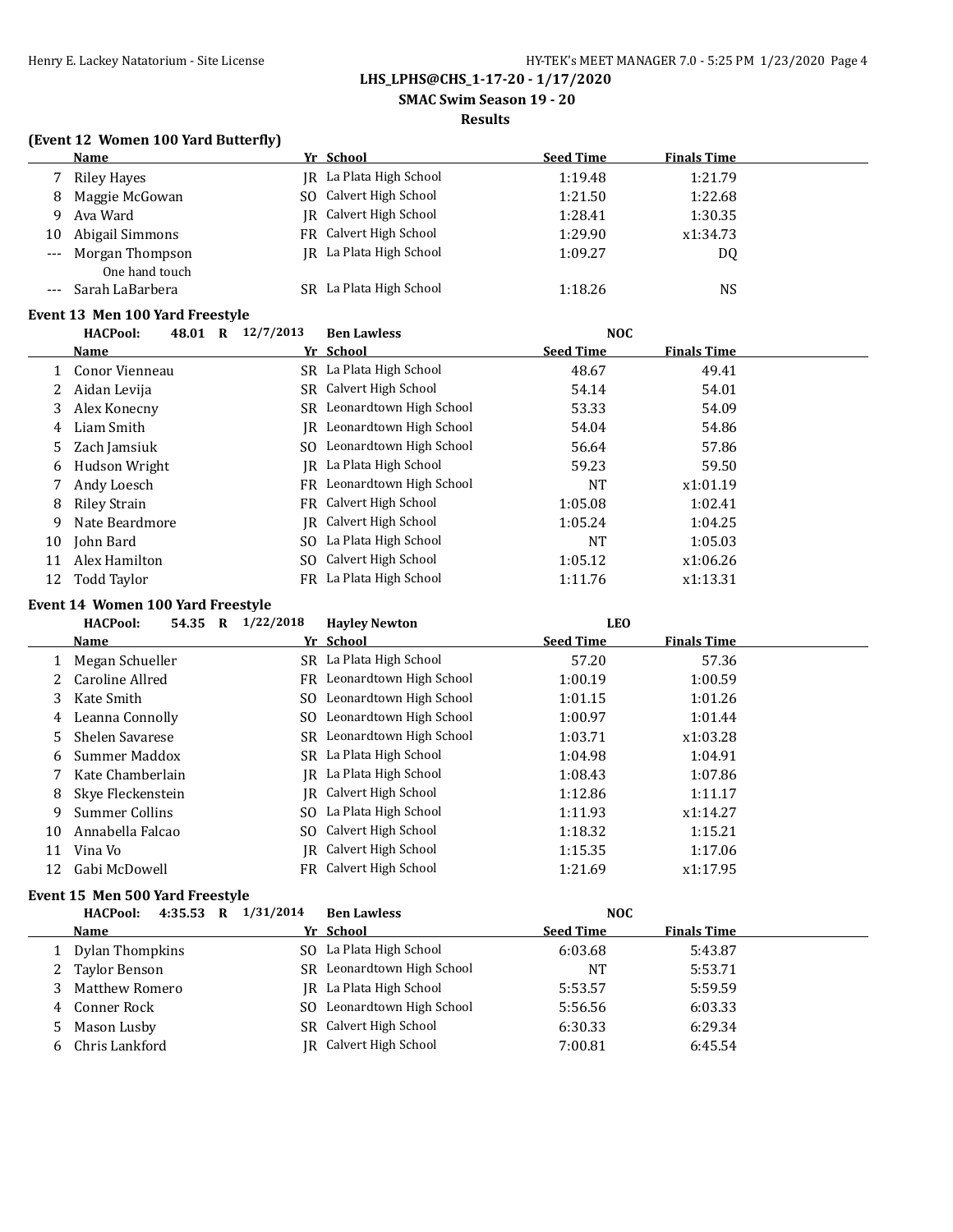**LHS_LPHS@CHS_1-17-20 - 1/17/2020**

**SMAC Swim Season 19 - 20**

**Results**

### (Event 12 Women 100 Yard Butterfly)

| | Name | Yr | School | Seed Time | Finals Time |
|---|---|---|---|---|---|
| 7 | Riley Hayes | JR | La Plata High School | 1:19.48 | 1:21.79 |
| 8 | Maggie McGowan | SO | Calvert High School | 1:21.50 | 1:22.68 |
| 9 | Ava Ward | JR | Calvert High School | 1:28.41 | 1:30.35 |
| 10 | Abigail Simmons | FR | Calvert High School | 1:29.90 | x1:34.73 |
| --- | Morgan Thompson<br>One hand touch | JR | La Plata High School | 1:09.27 | DQ |
| --- | Sarah LaBarbera | SR | La Plata High School | 1:18.26 | NS |

### Event 13 Men 100 Yard Freestyle

HACPool: 48.01 R 12/7/2013 Ben Lawless NOC

| | Name | Yr | School | Seed Time | Finals Time |
|---|---|---|---|---|---|
| 1 | Conor Vienneau | SR | La Plata High School | 48.67 | 49.41 |
| 2 | Aidan Levija | SR | Calvert High School | 54.14 | 54.01 |
| 3 | Alex Konecny | SR | Leonardtown High School | 53.33 | 54.09 |
| 4 | Liam Smith | JR | Leonardtown High School | 54.04 | 54.86 |
| 5 | Zach Jamsiuk | SO | Leonardtown High School | 56.64 | 57.86 |
| 6 | Hudson Wright | JR | La Plata High School | 59.23 | 59.50 |
| 7 | Andy Loesch | FR | Leonardtown High School | NT | x1:01.19 |
| 8 | Riley Strain | FR | Calvert High School | 1:05.08 | 1:02.41 |
| 9 | Nate Beardmore | JR | Calvert High School | 1:05.24 | 1:04.25 |
| 10 | John Bard | SO | La Plata High School | NT | 1:05.03 |
| 11 | Alex Hamilton | SO | Calvert High School | 1:05.12 | x1:06.26 |
| 12 | Todd Taylor | FR | La Plata High School | 1:11.76 | x1:13.31 |

### Event 14 Women 100 Yard Freestyle

HACPool: 54.35 R 1/22/2018 Hayley Newton LEO

| | Name | Yr | School | Seed Time | Finals Time |
|---|---|---|---|---|---|
| 1 | Megan Schueller | SR | La Plata High School | 57.20 | 57.36 |
| 2 | Caroline Allred | FR | Leonardtown High School | 1:00.19 | 1:00.59 |
| 3 | Kate Smith | SO | Leonardtown High School | 1:01.15 | 1:01.26 |
| 4 | Leanna Connolly | SO | Leonardtown High School | 1:00.97 | 1:01.44 |
| 5 | Shelen Savarese | SR | Leonardtown High School | 1:03.71 | x1:03.28 |
| 6 | Summer Maddox | SR | La Plata High School | 1:04.98 | 1:04.91 |
| 7 | Kate Chamberlain | JR | La Plata High School | 1:08.43 | 1:07.86 |
| 8 | Skye Fleckenstein | JR | Calvert High School | 1:12.86 | 1:11.17 |
| 9 | Summer Collins | SO | La Plata High School | 1:11.93 | x1:14.27 |
| 10 | Annabella Falcao | SO | Calvert High School | 1:18.32 | 1:15.21 |
| 11 | Vina Vo | JR | Calvert High School | 1:15.35 | 1:17.06 |
| 12 | Gabi McDowell | FR | Calvert High School | 1:21.69 | x1:17.95 |

### Event 15 Men 500 Yard Freestyle

HACPool: 4:35.53 R 1/31/2014 Ben Lawless NOC

| | Name | Yr | School | Seed Time | Finals Time |
|---|---|---|---|---|---|
| 1 | Dylan Thompkins | SO | La Plata High School | 6:03.68 | 5:43.87 |
| 2 | Taylor Benson | SR | Leonardtown High School | NT | 5:53.71 |
| 3 | Matthew Romero | JR | La Plata High School | 5:53.57 | 5:59.59 |
| 4 | Conner Rock | SO | Leonardtown High School | 5:56.56 | 6:03.33 |
| 5 | Mason Lusby | SR | Calvert High School | 6:30.33 | 6:29.34 |
| 6 | Chris Lankford | JR | Calvert High School | 7:00.81 | 6:45.54 |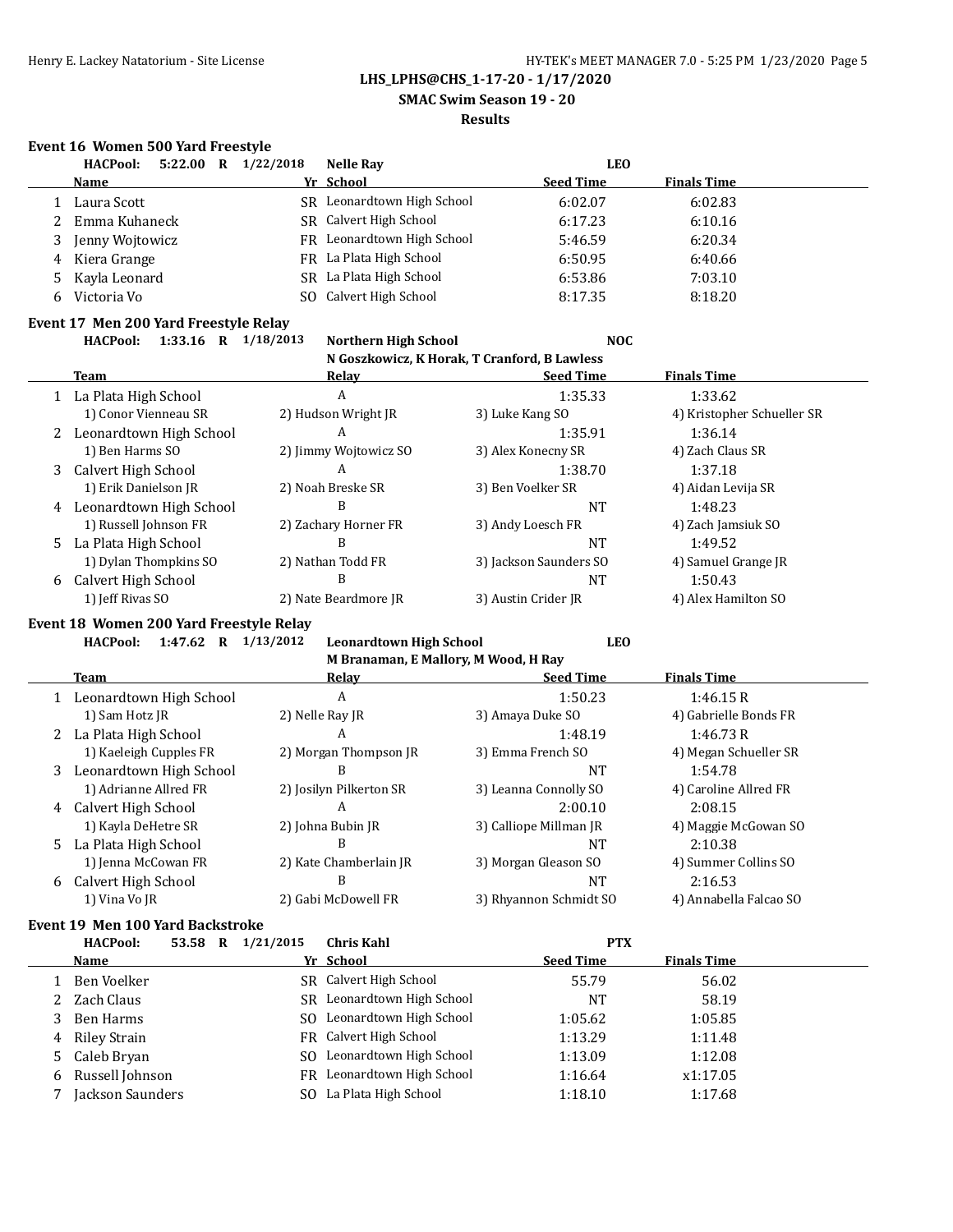**LHS_LPHS@CHS_1-17-20 - 1/17/2020**

**SMAC Swim Season 19 - 20**

**Results**

### Event 16 Women 500 Yard Freestyle

**HACPool: 5:22.00 R 1/22/2018 Nelle Ray LEO**

| | Name | Yr | School | Seed Time | Finals Time |
|---|---|---|---|---|---|
| 1 | Laura Scott | SR | Leonardtown High School | 6:02.07 | 6:02.83 |
| 2 | Emma Kuhaneck | SR | Calvert High School | 6:17.23 | 6:10.16 |
| 3 | Jenny Wojtowicz | FR | Leonardtown High School | 5:46.59 | 6:20.34 |
| 4 | Kiera Grange | FR | La Plata High School | 6:50.95 | 6:40.66 |
| 5 | Kayla Leonard | SR | La Plata High School | 6:53.86 | 7:03.10 |
| 6 | Victoria Vo | SO | Calvert High School | 8:17.35 | 8:18.20 |

### Event 17 Men 200 Yard Freestyle Relay

**HACPool: 1:33.16 R 1/18/2013 Northern High School NOC**
N Goszkowicz, K Horak, T Cranford, B Lawless

| | Team | Relay | Seed Time | Finals Time |
|---|---|---|---|---|
| 1 | La Plata High School | A | 1:35.33 | 1:33.62 |
| | 1) Conor Vienneau SR | 2) Hudson Wright JR | 3) Luke Kang SO | 4) Kristopher Schueller SR |
| 2 | Leonardtown High School | A | 1:35.91 | 1:36.14 |
| | 1) Ben Harms SO | 2) Jimmy Wojtowicz SO | 3) Alex Konecny SR | 4) Zach Claus SR |
| 3 | Calvert High School | A | 1:38.70 | 1:37.18 |
| | 1) Erik Danielson JR | 2) Noah Breske SR | 3) Ben Voelker SR | 4) Aidan Levija SR |
| 4 | Leonardtown High School | B | NT | 1:48.23 |
| | 1) Russell Johnson FR | 2) Zachary Horner FR | 3) Andy Loesch FR | 4) Zach Jamsiuk SO |
| 5 | La Plata High School | B | NT | 1:49.52 |
| | 1) Dylan Thompkins SO | 2) Nathan Todd FR | 3) Jackson Saunders SO | 4) Samuel Grange JR |
| 6 | Calvert High School | B | NT | 1:50.43 |
| | 1) Jeff Rivas SO | 2) Nate Beardmore JR | 3) Austin Crider JR | 4) Alex Hamilton SO |

### Event 18 Women 200 Yard Freestyle Relay

**HACPool: 1:47.62 R 1/13/2012 Leonardtown High School LEO**
M Branaman, E Mallory, M Wood, H Ray

| | Team | Relay | Seed Time | Finals Time |
|---|---|---|---|---|
| 1 | Leonardtown High School | A | 1:50.23 | 1:46.15 R |
| | 1) Sam Hotz JR | 2) Nelle Ray JR | 3) Amaya Duke SO | 4) Gabrielle Bonds FR |
| 2 | La Plata High School | A | 1:48.19 | 1:46.73 R |
| | 1) Kaeleigh Cupples FR | 2) Morgan Thompson JR | 3) Emma French SO | 4) Megan Schueller SR |
| 3 | Leonardtown High School | B | NT | 1:54.78 |
| | 1) Adrianne Allred FR | 2) Josilyn Pilkerton SR | 3) Leanna Connolly SO | 4) Caroline Allred FR |
| 4 | Calvert High School | A | 2:00.10 | 2:08.15 |
| | 1) Kayla DeHetre SR | 2) Johna Bubin JR | 3) Calliope Millman JR | 4) Maggie McGowan SO |
| 5 | La Plata High School | B | NT | 2:10.38 |
| | 1) Jenna McCowan FR | 2) Kate Chamberlain JR | 3) Morgan Gleason SO | 4) Summer Collins SO |
| 6 | Calvert High School | B | NT | 2:16.53 |
| | 1) Vina Vo JR | 2) Gabi McDowell FR | 3) Rhyannon Schmidt SO | 4) Annabella Falcao SO |

### Event 19 Men 100 Yard Backstroke

**HACPool: 53.58 R 1/21/2015 Chris Kahl PTX**

| | Name | Yr | School | Seed Time | Finals Time |
|---|---|---|---|---|---|
| 1 | Ben Voelker | SR | Calvert High School | 55.79 | 56.02 |
| 2 | Zach Claus | SR | Leonardtown High School | NT | 58.19 |
| 3 | Ben Harms | SO | Leonardtown High School | 1:05.62 | 1:05.85 |
| 4 | Riley Strain | FR | Calvert High School | 1:13.29 | 1:11.48 |
| 5 | Caleb Bryan | SO | Leonardtown High School | 1:13.09 | 1:12.08 |
| 6 | Russell Johnson | FR | Leonardtown High School | 1:16.64 | x1:17.05 |
| 7 | Jackson Saunders | SO | La Plata High School | 1:18.10 | 1:17.68 |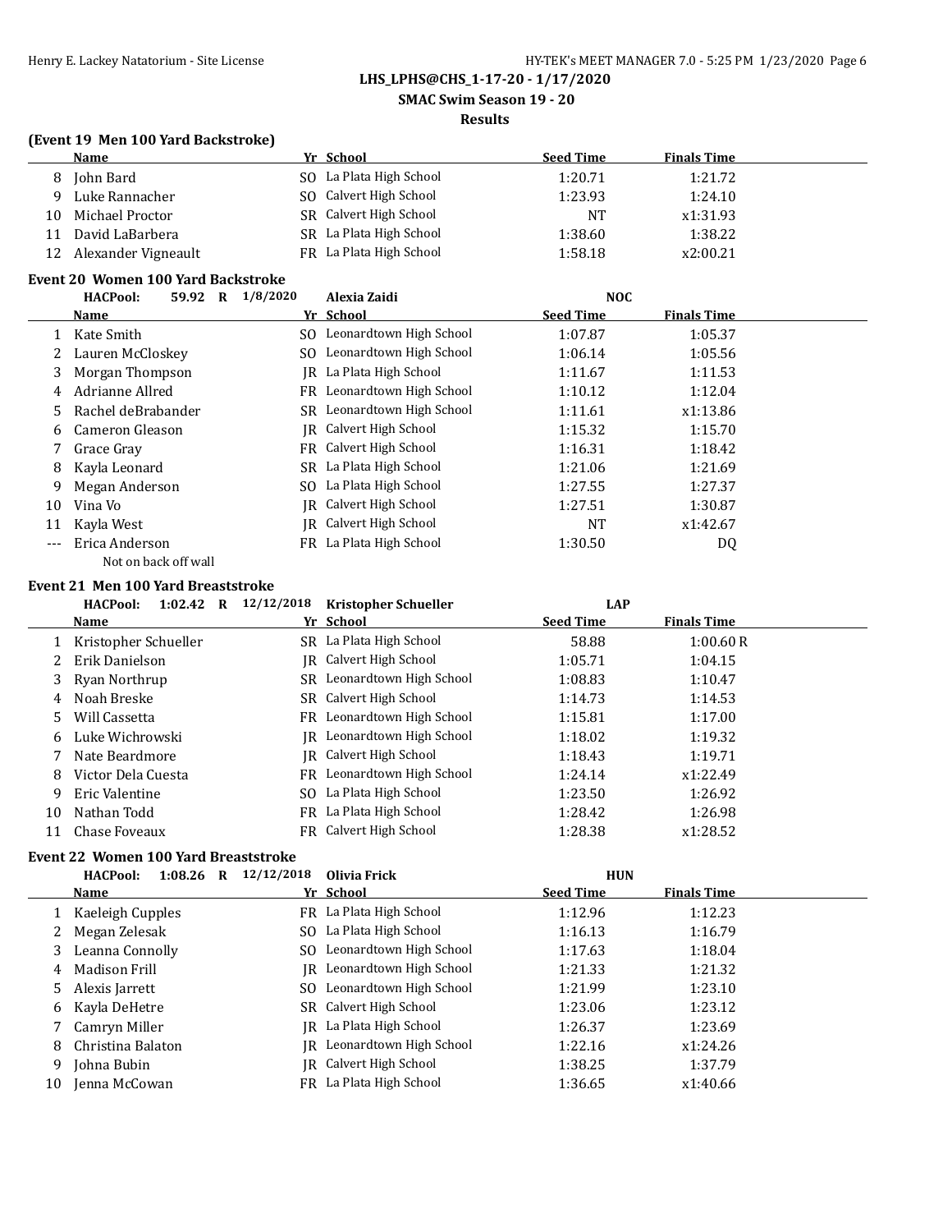LHS_LPHS@CHS_1-17-20 - 1/17/2020

SMAC Swim Season 19 - 20

Results

### (Event 19 Men 100 Yard Backstroke)

| | Name | Yr | School | Seed Time | Finals Time |
|---|---|---|---|---|---|
| 8 | John Bard | SO | La Plata High School | 1:20.71 | 1:21.72 |
| 9 | Luke Rannacher | SO | Calvert High School | 1:23.93 | 1:24.10 |
| 10 | Michael Proctor | SR | Calvert High School | NT | x1:31.93 |
| 11 | David LaBarbera | SR | La Plata High School | 1:38.60 | 1:38.22 |
| 12 | Alexander Vigneault | FR | La Plata High School | 1:58.18 | x2:00.21 |

### Event 20 Women 100 Yard Backstroke

HACPool: 59.92 R 1/8/2020 Alexia Zaidi NOC

| | Name | Yr | School | Seed Time | Finals Time |
|---|---|---|---|---|---|
| 1 | Kate Smith | SO | Leonardtown High School | 1:07.87 | 1:05.37 |
| 2 | Lauren McCloskey | SO | Leonardtown High School | 1:06.14 | 1:05.56 |
| 3 | Morgan Thompson | JR | La Plata High School | 1:11.67 | 1:11.53 |
| 4 | Adrianne Allred | FR | Leonardtown High School | 1:10.12 | 1:12.04 |
| 5 | Rachel deBrabander | SR | Leonardtown High School | 1:11.61 | x1:13.86 |
| 6 | Cameron Gleason | JR | Calvert High School | 1:15.32 | 1:15.70 |
| 7 | Grace Gray | FR | Calvert High School | 1:16.31 | 1:18.42 |
| 8 | Kayla Leonard | SR | La Plata High School | 1:21.06 | 1:21.69 |
| 9 | Megan Anderson | SO | La Plata High School | 1:27.55 | 1:27.37 |
| 10 | Vina Vo | JR | Calvert High School | 1:27.51 | 1:30.87 |
| 11 | Kayla West | JR | Calvert High School | NT | x1:42.67 |
| --- | Erica Anderson | FR | La Plata High School | 1:30.50 | DQ |
| | Not on back off wall | | | | |

### Event 21 Men 100 Yard Breaststroke

HACPool: 1:02.42 R 12/12/2018 Kristopher Schueller LAP

| | Name | Yr | School | Seed Time | Finals Time |
|---|---|---|---|---|---|
| 1 | Kristopher Schueller | SR | La Plata High School | 58.88 | 1:00.60 R |
| 2 | Erik Danielson | JR | Calvert High School | 1:05.71 | 1:04.15 |
| 3 | Ryan Northrup | SR | Leonardtown High School | 1:08.83 | 1:10.47 |
| 4 | Noah Breske | SR | Calvert High School | 1:14.73 | 1:14.53 |
| 5 | Will Cassetta | FR | Leonardtown High School | 1:15.81 | 1:17.00 |
| 6 | Luke Wichrowski | JR | Leonardtown High School | 1:18.02 | 1:19.32 |
| 7 | Nate Beardmore | JR | Calvert High School | 1:18.43 | 1:19.71 |
| 8 | Victor Dela Cuesta | FR | Leonardtown High School | 1:24.14 | x1:22.49 |
| 9 | Eric Valentine | SO | La Plata High School | 1:23.50 | 1:26.92 |
| 10 | Nathan Todd | FR | La Plata High School | 1:28.42 | 1:26.98 |
| 11 | Chase Foveaux | FR | Calvert High School | 1:28.38 | x1:28.52 |

### Event 22 Women 100 Yard Breaststroke

HACPool: 1:08.26 R 12/12/2018 Olivia Frick HUN

| | Name | Yr | School | Seed Time | Finals Time |
|---|---|---|---|---|---|
| 1 | Kaeleigh Cupples | FR | La Plata High School | 1:12.96 | 1:12.23 |
| 2 | Megan Zelesak | SO | La Plata High School | 1:16.13 | 1:16.79 |
| 3 | Leanna Connolly | SO | Leonardtown High School | 1:17.63 | 1:18.04 |
| 4 | Madison Frill | JR | Leonardtown High School | 1:21.33 | 1:21.32 |
| 5 | Alexis Jarrett | SO | Leonardtown High School | 1:21.99 | 1:23.10 |
| 6 | Kayla DeHetre | SR | Calvert High School | 1:23.06 | 1:23.12 |
| 7 | Camryn Miller | JR | La Plata High School | 1:26.37 | 1:23.69 |
| 8 | Christina Balaton | JR | Leonardtown High School | 1:22.16 | x1:24.26 |
| 9 | Johna Bubin | JR | Calvert High School | 1:38.25 | 1:37.79 |
| 10 | Jenna McCowan | FR | La Plata High School | 1:36.65 | x1:40.66 |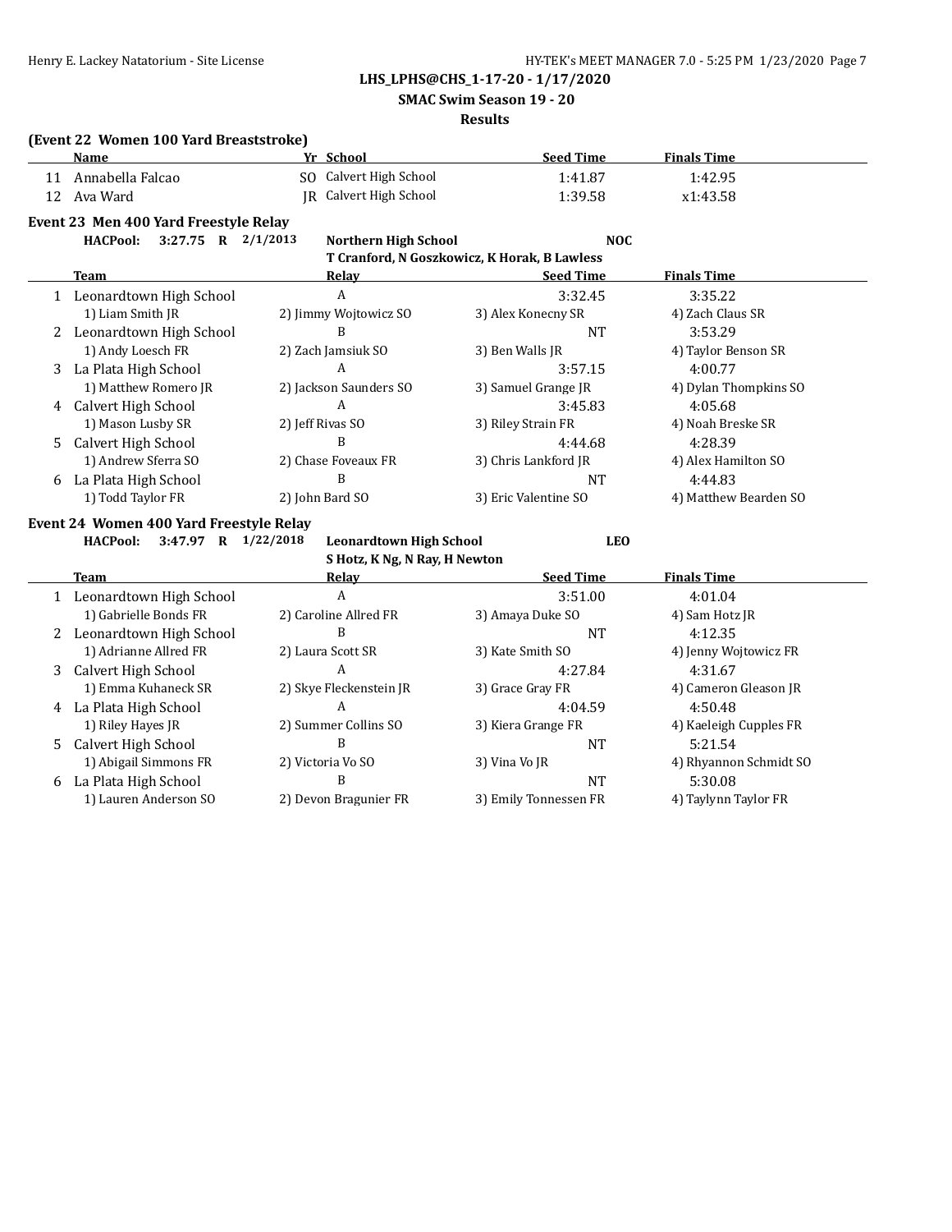## LHS_LPHS@CHS_1-17-20 - 1/17/2020

**SMAC Swim Season 19 - 20**

**Results**

### (Event 22 Women 100 Yard Breaststroke)

| | Name | Yr | School | Seed Time | Finals Time |
|---|---|---|---|---|---|
| 11 | Annabella Falcao | SO | Calvert High School | 1:41.87 | 1:42.95 |
| 12 | Ava Ward | JR | Calvert High School | 1:39.58 | x1:43.58 |

### Event 23 Men 400 Yard Freestyle Relay

**HACPool: 3:27.75 R 2/1/2013 Northern High School NOC**
**T Cranford, N Goszkowicz, K Horak, B Lawless**

| | Team | Relay | Seed Time | Finals Time |
|---|---|---|---|---|
| 1 | Leonardtown High School | A | 3:32.45 | 3:35.22 |
| | 1) Liam Smith JR | 2) Jimmy Wojtowicz SO | 3) Alex Konecny SR | 4) Zach Claus SR |
| 2 | Leonardtown High School | B | NT | 3:53.29 |
| | 1) Andy Loesch FR | 2) Zach Jamsiuk SO | 3) Ben Walls JR | 4) Taylor Benson SR |
| 3 | La Plata High School | A | 3:57.15 | 4:00.77 |
| | 1) Matthew Romero JR | 2) Jackson Saunders SO | 3) Samuel Grange JR | 4) Dylan Thompkins SO |
| 4 | Calvert High School | A | 3:45.83 | 4:05.68 |
| | 1) Mason Lusby SR | 2) Jeff Rivas SO | 3) Riley Strain FR | 4) Noah Breske SR |
| 5 | Calvert High School | B | 4:44.68 | 4:28.39 |
| | 1) Andrew Sferra SO | 2) Chase Foveaux FR | 3) Chris Lankford JR | 4) Alex Hamilton SO |
| 6 | La Plata High School | B | NT | 4:44.83 |
| | 1) Todd Taylor FR | 2) John Bard SO | 3) Eric Valentine SO | 4) Matthew Bearden SO |

### Event 24 Women 400 Yard Freestyle Relay

**HACPool: 3:47.97 R 1/22/2018 Leonardtown High School LEO**
**S Hotz, K Ng, N Ray, H Newton**

| | Team | Relay | Seed Time | Finals Time |
|---|---|---|---|---|
| 1 | Leonardtown High School | A | 3:51.00 | 4:01.04 |
| | 1) Gabrielle Bonds FR | 2) Caroline Allred FR | 3) Amaya Duke SO | 4) Sam Hotz JR |
| 2 | Leonardtown High School | B | NT | 4:12.35 |
| | 1) Adrianne Allred FR | 2) Laura Scott SR | 3) Kate Smith SO | 4) Jenny Wojtowicz FR |
| 3 | Calvert High School | A | 4:27.84 | 4:31.67 |
| | 1) Emma Kuhaneck SR | 2) Skye Fleckenstein JR | 3) Grace Gray FR | 4) Cameron Gleason JR |
| 4 | La Plata High School | A | 4:04.59 | 4:50.48 |
| | 1) Riley Hayes JR | 2) Summer Collins SO | 3) Kiera Grange FR | 4) Kaeleigh Cupples FR |
| 5 | Calvert High School | B | NT | 5:21.54 |
| | 1) Abigail Simmons FR | 2) Victoria Vo SO | 3) Vina Vo JR | 4) Rhyannon Schmidt SO |
| 6 | La Plata High School | B | NT | 5:30.08 |
| | 1) Lauren Anderson SO | 2) Devon Bragunier FR | 3) Emily Tonnessen FR | 4) Taylynn Taylor FR |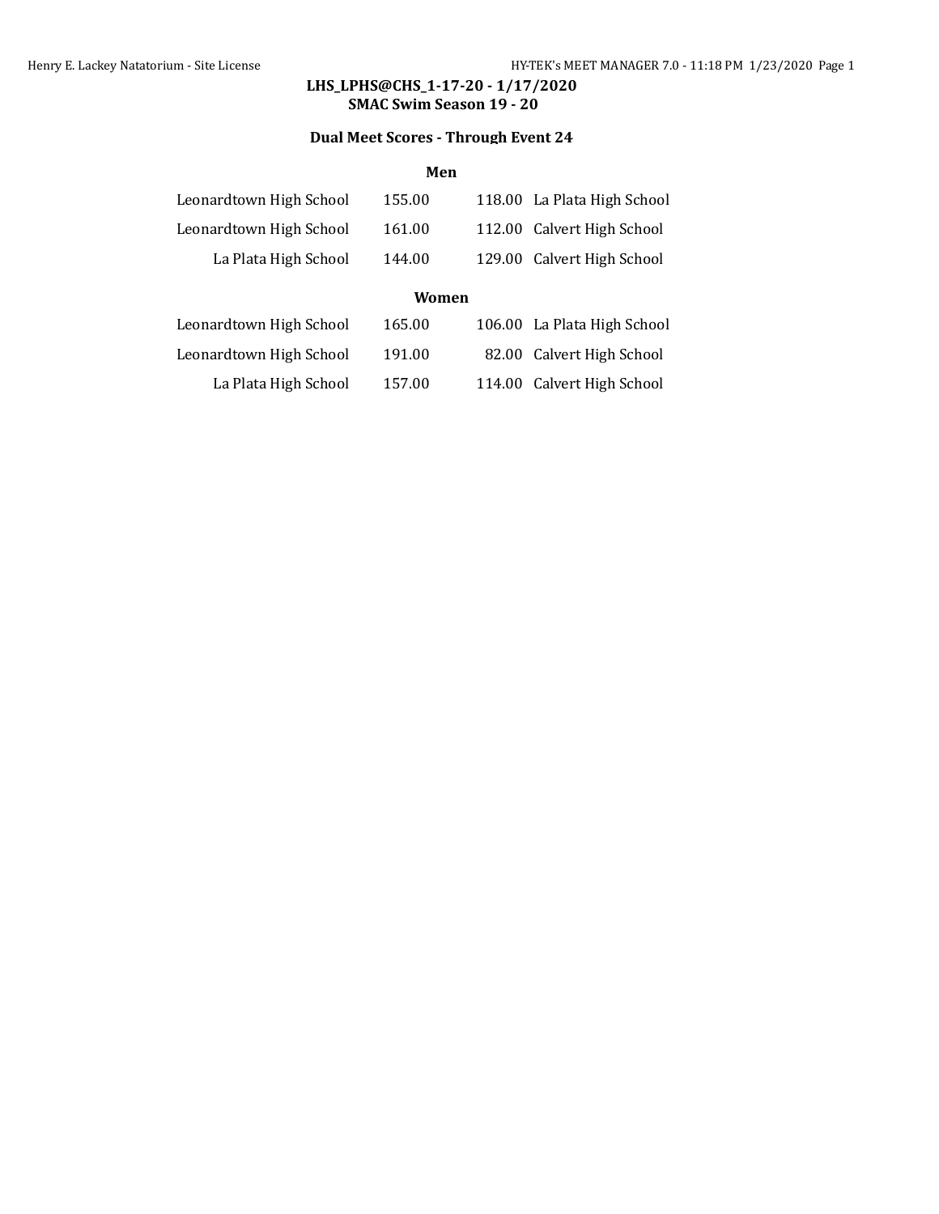**LHS_LPHS@CHS_1-17-20 - 1/17/2020**
**SMAC Swim Season 19 - 20**

## Dual Meet Scores - Through Event 24

### Men

| | | | |
|---|---|---|---|
| Leonardtown High School | 155.00 | 118.00 | La Plata High School |
| Leonardtown High School | 161.00 | 112.00 | Calvert High School |
| La Plata High School | 144.00 | 129.00 | Calvert High School |

### Women

| | | | |
|---|---|---|---|
| Leonardtown High School | 165.00 | 106.00 | La Plata High School |
| Leonardtown High School | 191.00 | 82.00 | Calvert High School |
| La Plata High School | 157.00 | 114.00 | Calvert High School |